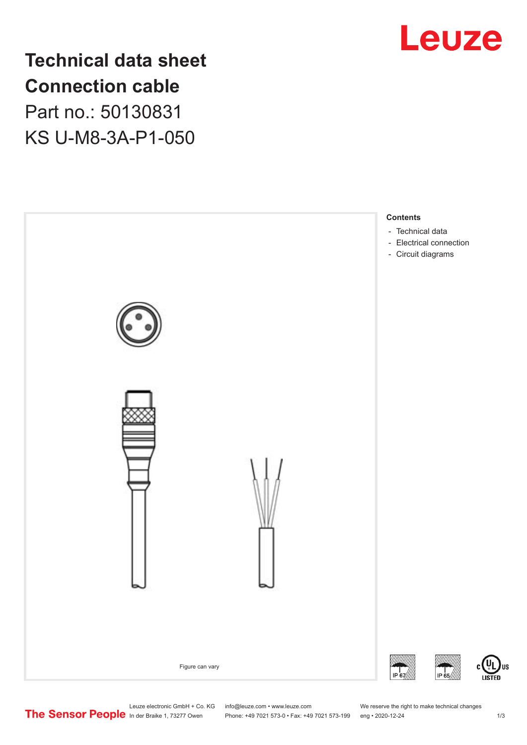# Technical data sheet
# Connection cable

Part no.: 50130831

KS U-M8-3A-P1-050

Figure can vary

**Contents**

- Technical data
- Electrical connection
- Circuit diagrams

IP 67 IP 65

c UL US LISTED

The Sensor People

Leuze electronic GmbH + Co. KG
In der Braike 1, 73277 Owen

info@leuze.com • www.leuze.com
Phone: +49 7021 573-0 • Fax: +49 7021 573-199

We reserve the right to make technical changes
eng • 2020-12-24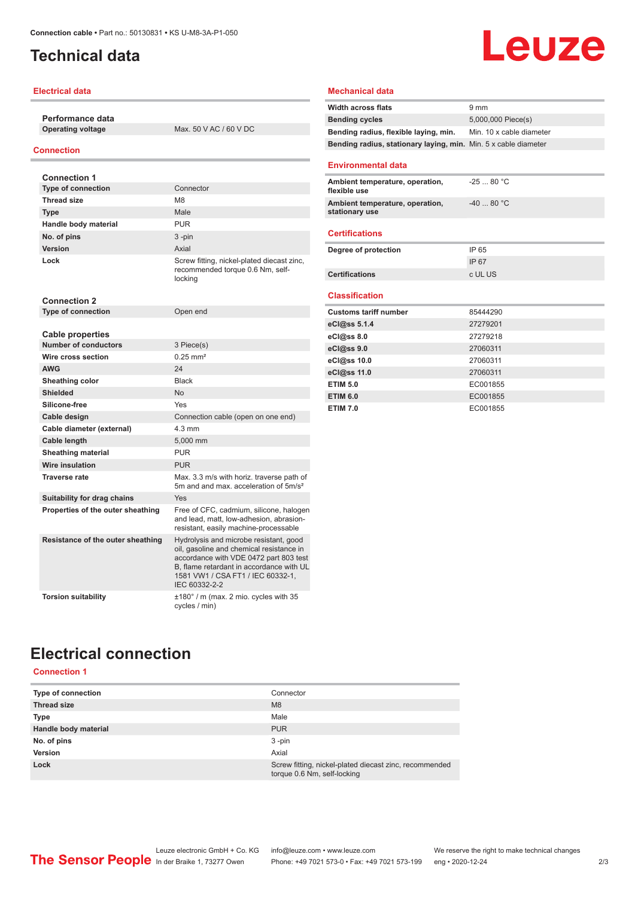# Technical data

## Electrical data

| Performance data | |
|---|---|
| Operating voltage | Max. 50 V AC / 60 V DC |

## Connection

| Connection 1 | |
|---|---|
| Type of connection | Connector |
| Thread size | M8 |
| Type | Male |
| Handle body material | PUR |
| No. of pins | 3 -pin |
| Version | Axial |
| Lock | Screw fitting, nickel-plated diecast zinc, recommended torque 0.6 Nm, self-locking |

| Connection 2 | |
|---|---|
| Type of connection | Open end |

| Cable properties | |
|---|---|
| Number of conductors | 3 Piece(s) |
| Wire cross section | 0.25 mm² |
| AWG | 24 |
| Sheathing color | Black |
| Shielded | No |
| Silicone-free | Yes |
| Cable design | Connection cable (open on one end) |
| Cable diameter (external) | 4.3 mm |
| Cable length | 5,000 mm |
| Sheathing material | PUR |
| Wire insulation | PUR |
| Traverse rate | Max. 3.3 m/s with horiz. traverse path of 5m and and max. acceleration of 5m/s² |
| Suitability for drag chains | Yes |
| Properties of the outer sheathing | Free of CFC, cadmium, silicone, halogen and lead, matt, low-adhesion, abrasion-resistant, easily machine-processable |
| Resistance of the outer sheathing | Hydrolysis and microbe resistant, good oil, gasoline and chemical resistance in accordance with VDE 0472 part 803 test B, flame retardant in accordance with UL 1581 VW1 / CSA FT1 / IEC 60332-1, IEC 60332-2-2 |
| Torsion suitability | ±180° / m (max. 2 mio. cycles with 35 cycles / min) |

## Mechanical data

| | |
|---|---|
| Width across flats | 9 mm |
| Bending cycles | 5,000,000 Piece(s) |
| Bending radius, flexible laying, min. | Min. 10 x cable diameter |
| Bending radius, stationary laying, min. | Min. 5 x cable diameter |

## Environmental data

| | |
|---|---|
| Ambient temperature, operation, flexible use | -25 ... 80 °C |
| Ambient temperature, operation, stationary use | -40 ... 80 °C |

## Certifications

| | |
|---|---|
| Degree of protection | IP 65 |
| | IP 67 |
| Certifications | c UL US |

## Classification

| | |
|---|---|
| Customs tariff number | 85444290 |
| eCl@ss 5.1.4 | 27279201 |
| eCl@ss 8.0 | 27279218 |
| eCl@ss 9.0 | 27060311 |
| eCl@ss 10.0 | 27060311 |
| eCl@ss 11.0 | 27060311 |
| ETIM 5.0 | EC001855 |
| ETIM 6.0 | EC001855 |
| ETIM 7.0 | EC001855 |

# Electrical connection

## Connection 1

| | |
|---|---|
| Type of connection | Connector |
| Thread size | M8 |
| Type | Male |
| Handle body material | PUR |
| No. of pins | 3 -pin |
| Version | Axial |
| Lock | Screw fitting, nickel-plated diecast zinc, recommended torque 0.6 Nm, self-locking |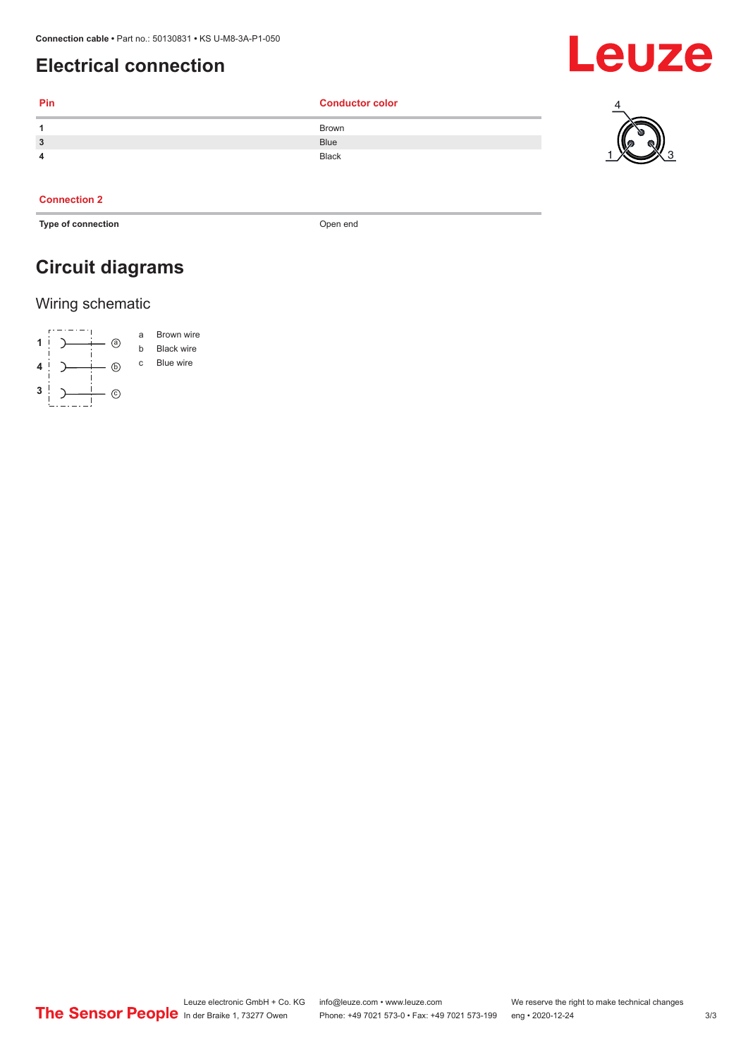# Electrical connection

| Pin | Conductor color |
| --- | --- |
| 1 | Brown |
| 3 | Blue |
| 4 | Black |

| Connection 2 | |
| --- | --- |
| Type of connection | Open end |

# Circuit diagrams

## Wiring schematic

a Brown wire
b Black wire
c Blue wire